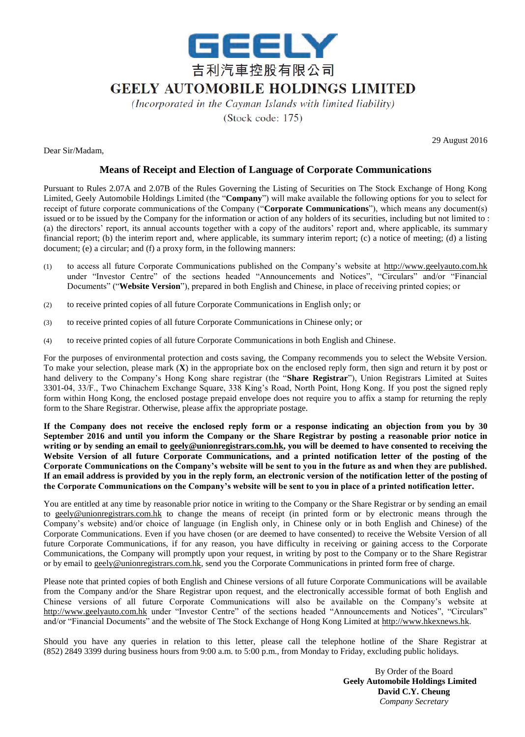# GEELY

吉利汽車控股有限公司

# GEELY AUTOMOBILE HOLDINGS LIMITED

*(Incorporated in the Cayman Islands with limited liability)*

(Stock code: 175)

29 August 2016

Dear Sir/Madam,

## Means of Receipt and Election of Language of Corporate Communications

Pursuant to Rules 2.07A and 2.07B of the Rules Governing the Listing of Securities on The Stock Exchange of Hong Kong Limited, Geely Automobile Holdings Limited (the "**Company**") will make available the following options for you to select for receipt of future corporate communications of the Company ("**Corporate Communications**"), which means any document(s) issued or to be issued by the Company for the information or action of any holders of its securities, including but not limited to : (a) the directors' report, its annual accounts together with a copy of the auditors' report and, where applicable, its summary financial report; (b) the interim report and, where applicable, its summary interim report; (c) a notice of meeting; (d) a listing document; (e) a circular; and (f) a proxy form, in the following manners:

(1) to access all future Corporate Communications published on the Company's website at http://www.geelyauto.com.hk under "Investor Centre" of the sections headed "Announcements and Notices", "Circulars" and/or "Financial Documents" ("**Website Version**"), prepared in both English and Chinese, in place of receiving printed copies; or

(2) to receive printed copies of all future Corporate Communications in English only; or

(3) to receive printed copies of all future Corporate Communications in Chinese only; or

(4) to receive printed copies of all future Corporate Communications in both English and Chinese.

For the purposes of environmental protection and costs saving, the Company recommends you to select the Website Version. To make your selection, please mark (**X**) in the appropriate box on the enclosed reply form, then sign and return it by post or hand delivery to the Company's Hong Kong share registrar (the "**Share Registrar**"), Union Registrars Limited at Suites 3301-04, 33/F., Two Chinachem Exchange Square, 338 King's Road, North Point, Hong Kong. If you post the signed reply form within Hong Kong, the enclosed postage prepaid envelope does not require you to affix a stamp for returning the reply form to the Share Registrar. Otherwise, please affix the appropriate postage.

**If the Company does not receive the enclosed reply form or a response indicating an objection from you by 30 September 2016 and until you inform the Company or the Share Registrar by posting a reasonable prior notice in writing or by sending an email to geely@unionregistrars.com.hk, you will be deemed to have consented to receiving the Website Version of all future Corporate Communications, and a printed notification letter of the posting of the Corporate Communications on the Company's website will be sent to you in the future as and when they are published. If an email address is provided by you in the reply form, an electronic version of the notification letter of the posting of the Corporate Communications on the Company's website will be sent to you in place of a printed notification letter.**

You are entitled at any time by reasonable prior notice in writing to the Company or the Share Registrar or by sending an email to geely@unionregistrars.com.hk to change the means of receipt (in printed form or by electronic means through the Company's website) and/or choice of language (in English only, in Chinese only or in both English and Chinese) of the Corporate Communications. Even if you have chosen (or are deemed to have consented) to receive the Website Version of all future Corporate Communications, if for any reason, you have difficulty in receiving or gaining access to the Corporate Communications, the Company will promptly upon your request, in writing by post to the Company or to the Share Registrar or by email to geely@unionregistrars.com.hk, send you the Corporate Communications in printed form free of charge.

Please note that printed copies of both English and Chinese versions of all future Corporate Communications will be available from the Company and/or the Share Registrar upon request, and the electronically accessible format of both English and Chinese versions of all future Corporate Communications will also be available on the Company's website at http://www.geelyauto.com.hk under "Investor Centre" of the sections headed "Announcements and Notices", "Circulars" and/or "Financial Documents" and the website of The Stock Exchange of Hong Kong Limited at http://www.hkexnews.hk.

Should you have any queries in relation to this letter, please call the telephone hotline of the Share Registrar at (852) 2849 3399 during business hours from 9:00 a.m. to 5:00 p.m., from Monday to Friday, excluding public holidays.

By Order of the Board
**Geely Automobile Holdings Limited**
**David C.Y. Cheung**
*Company Secretary*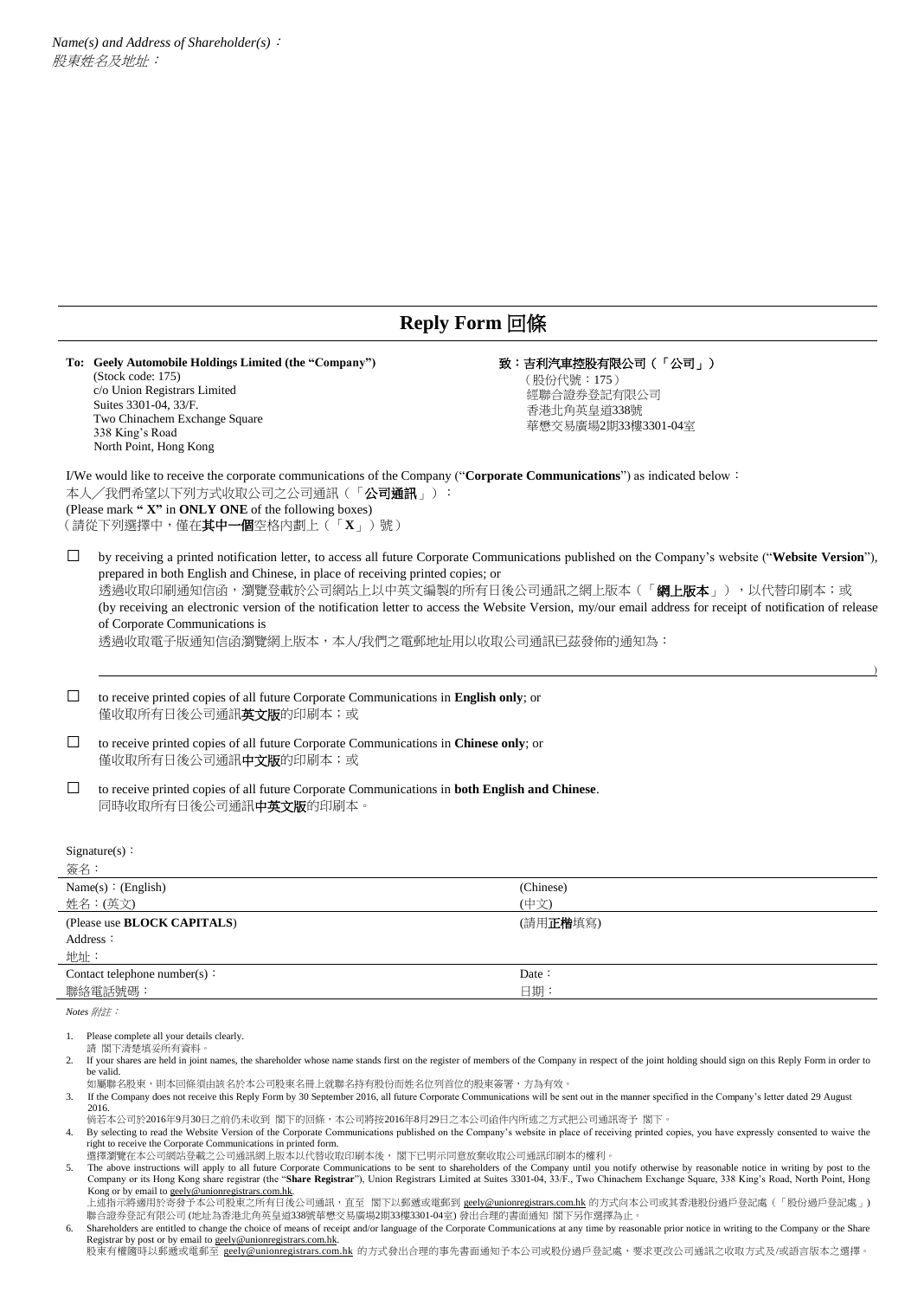*Name(s) and Address of Shareholder(s)*：
*股東姓名及地址*：

# Reply Form 回條

**To: Geely Automobile Holdings Limited (the "Company")**
(Stock code: 175)
c/o Union Registrars Limited
Suites 3301-04, 33/F.
Two Chinachem Exchange Square
338 King's Road
North Point, Hong Kong

**致：吉利汽車控股有限公司（「公司」）**
（股份代號：175）
經聯合證券登記有限公司
香港北角英皇道338號
華懋交易廣場2期33樓3301-04室

I/We would like to receive the corporate communications of the Company ("**Corporate Communications**") as indicated below：
本人／我們希望以下列方式收取公司之公司通訊（「**公司通訊**」）：
(Please mark **" X"** in **ONLY ONE** of the following boxes)
（請從下列選擇中，僅在**其中一個**空格內劃上（「**X**」）號）

☐ by receiving a printed notification letter, to access all future Corporate Communications published on the Company's website ("**Website Version**"), prepared in both English and Chinese, in place of receiving printed copies; or
透過收取印刷通知信函，瀏覽登載於公司網站上以中英文編製的所有日後公司通訊之網上版本（「**網上版本**」），以代替印刷本；或
(by receiving an electronic version of the notification letter to access the Website Version, my/our email address for receipt of notification of release of Corporate Communications is
透過收取電子版通知信函瀏覽網上版本，本人/我們之電郵地址用以收取公司通訊已茲發佈的通知為：

_______________________________________________________________________________)

☐ to receive printed copies of all future Corporate Communications in **English only**; or
僅收取所有日後公司通訊**英文版**的印刷本；或

☐ to receive printed copies of all future Corporate Communications in **Chinese only**; or
僅收取所有日後公司通訊**中文版**的印刷本；或

☐ to receive printed copies of all future Corporate Communications in **both English and Chinese**.
同時收取所有日後公司通訊**中英文版**的印刷本。

Signature(s)：
簽名：

| | |
|---|---|
| Name(s)：(English)<br>姓名：(英文) | (Chinese)<br>(中文) |
| (Please use **BLOCK CAPITALS**)<br>Address：<br>地址： | (請用**正楷**填寫) |
| Contact telephone number(s)：<br>聯絡電話號碼： | Date：<br>日期： |

*Notes 附註：*

1. Please complete all your details clearly.
   請 閣下清楚填妥所有資料。
2. If your shares are held in joint names, the shareholder whose name stands first on the register of members of the Company in respect of the joint holding should sign on this Reply Form in order to be valid.
   如屬聯名股東，則本回條須由該名於本公司股東名冊上就聯名持有股份而姓名位列首位的股東簽署，方為有效。
3. If the Company does not receive this Reply Form by 30 September 2016, all future Corporate Communications will be sent out in the manner specified in the Company's letter dated 29 August 2016.
   倘若本公司於2016年9月30日之前仍未收到 閣下的回條，本公司將按2016年8月29日之本公司函件內所述之方式把公司通訊寄予 閣下。
4. By selecting to read the Website Version of the Corporate Communications published on the Company's website in place of receiving printed copies, you have expressly consented to waive the right to receive the Corporate Communications in printed form.
   選擇瀏覽在本公司網站登載之公司通訊網上版本以代替收取印刷本後， 閣下已明示同意放棄收取公司通訊印刷本的權利。
5. The above instructions will apply to all future Corporate Communications to be sent to shareholders of the Company until you notify otherwise by reasonable notice in writing by post to the Company or its Hong Kong share registrar (the "**Share Registrar**"), Union Registrars Limited at Suites 3301-04, 33/F., Two Chinachem Exchange Square, 338 King's Road, North Point, Hong Kong or by email to geely@unionregistrars.com.hk.
   上述指示將適用於寄發予本公司股東之所有日後公司通訊，直至 閣下以郵遞或電郵到 geely@unionregistrars.com.hk 的方式向本公司或其香港股份過戶登記處（「股份過戶登記處」）聯合證券登記有限公司 (地址為香港北角英皇道338號華懋交易廣場2期33樓3301-04室) 發出合理的書面通知 閣下另作選擇為止。
6. Shareholders are entitled to change the choice of means of receipt and/or language of the Corporate Communications at any time by reasonable prior notice in writing to the Company or the Share Registrar by post or by email to geely@unionregistrars.com.hk.
   股東有權隨時以郵遞或電郵至 geely@unionregistrars.com.hk 的方式發出合理的事先書面通知予本公司或股份過戶登記處，要求更改公司通訊之收取方式及/或語言版本之選擇。